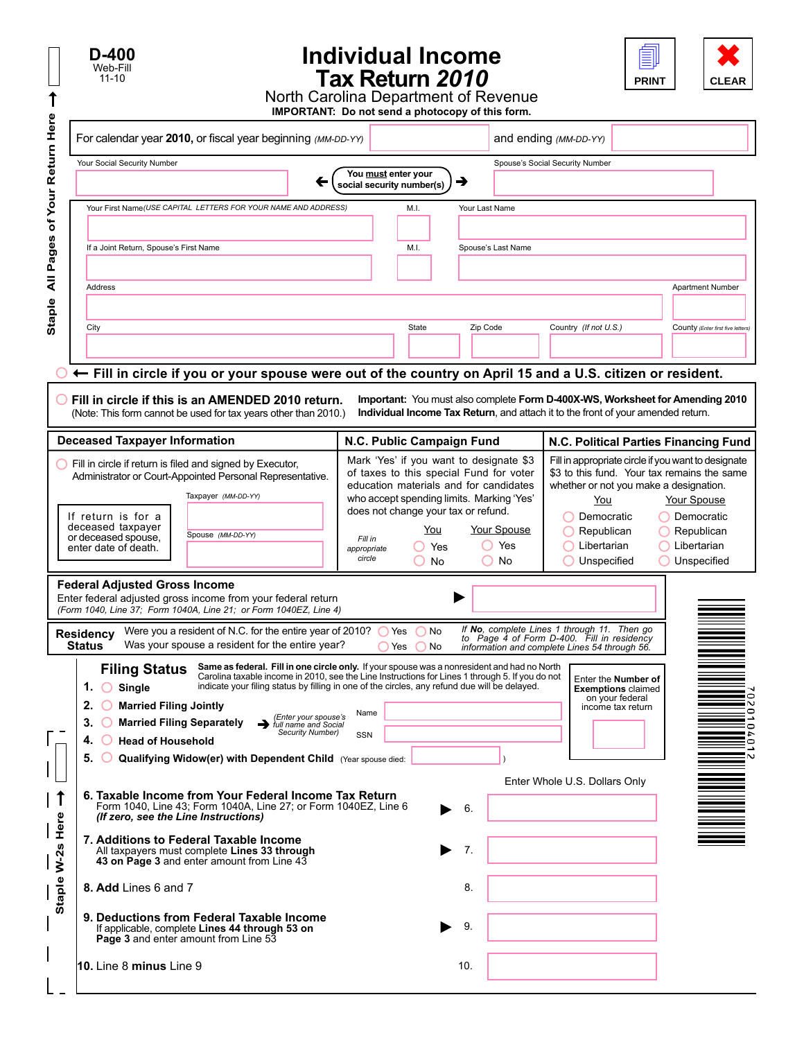D-400
Web-Fill
11-10

# Individual Income Tax Return *2010*

North Carolina Department of Revenue

**IMPORTANT: Do not send a photocopy of this form.**

PRINT | CLEAR

Staple All Pages of Your Return Here

For calendar year **2010,** or fiscal year beginning *(MM-DD-YY)* ______ and ending *(MM-DD-YY)* ______

Your Social Security Number ______ ← **You must enter your social security number(s)** → Spouse's Social Security Number ______

Your First Name *(USE CAPITAL LETTERS FOR YOUR NAME AND ADDRESS)* ______ M.I. ______ Your Last Name ______

If a Joint Return, Spouse's First Name ______ M.I. ______ Spouse's Last Name ______

Address ______ Apartment Number ______

City ______ State ______ Zip Code ______ Country *(If not U.S.)* ______ County *(Enter first five letters)* ______

○ ← **Fill in circle if you or your spouse were out of the country on April 15 and a U.S. citizen or resident.**

○ **Fill in circle if this is an AMENDED 2010 return.**
(Note: This form cannot be used for tax years other than 2010.)

**Important:** You must also complete **Form D-400X-WS, Worksheet for Amending 2010 Individual Income Tax Return**, and attach it to the front of your amended return.

### Deceased Taxpayer Information

○ Fill in circle if return is filed and signed by Executor, Administrator or Court-Appointed Personal Representative.

If return is for a deceased taxpayer or deceased spouse, enter date of death.
Taxpayer *(MM-DD-YY)* ______
Spouse *(MM-DD-YY)* ______

### N.C. Public Campaign Fund

Mark 'Yes' if you want to designate $3 of taxes to this special Fund for voter education materials and for candidates who accept spending limits. Marking 'Yes' does not change your tax or refund.

*Fill in appropriate circle*

| | You | Your Spouse |
|---|---|---|
| | ○ Yes | ○ Yes |
| | ○ No | ○ No |

### N.C. Political Parties Financing Fund

Fill in appropriate circle if you want to designate $3 to this fund. Your tax remains the same whether or not you make a designation.

| You | Your Spouse |
|---|---|
| ○ Democratic | ○ Democratic |
| ○ Republican | ○ Republican |
| ○ Libertarian | ○ Libertarian |
| ○ Unspecified | ○ Unspecified |

### Federal Adjusted Gross Income

Enter federal adjusted gross income from your federal return
*(Form 1040, Line 37; Form 1040A, Line 21; or Form 1040EZ, Line 4)* ▶ ______

**Residency Status**
Were you a resident of N.C. for the entire year of 2010? ○ Yes ○ No
Was your spouse a resident for the entire year? ○ Yes ○ No
*If **No**, complete Lines 1 through 11. Then go to Page 4 of Form D-400. Fill in residency information and complete Lines 54 through 56.*

### Filing Status

**Same as federal. Fill in one circle only.** If your spouse was a nonresident and had no North Carolina taxable income in 2010, see the Line Instructions for Lines 1 through 5. If you do not indicate your filing status by filling in one of the circles, any refund due will be delayed.

1. ○ **Single**
2. ○ **Married Filing Jointly**
3. ○ **Married Filing Separately** → *(Enter your spouse's full name and Social Security Number)* Name ______ SSN ______
4. ○ **Head of Household**
5. ○ **Qualifying Widow(er) with Dependent Child** (Year spouse died: ______ )

Enter the **Number of Exemptions** claimed on your federal income tax return ______

Enter Whole U.S. Dollars Only

**6. Taxable Income from Your Federal Income Tax Return**
Form 1040, Line 43; Form 1040A, Line 27; or Form 1040EZ, Line 6
***(If zero, see the Line Instructions)*** ▶ 6. ______

**7. Additions to Federal Taxable Income**
All taxpayers must complete **Lines 33 through 43 on Page 3** and enter amount from Line 43 ▶ 7. ______

**8. Add** Lines 6 and 7 8. ______

**9. Deductions from Federal Taxable Income**
If applicable, complete **Lines 44 through 53 on Page 3** and enter amount from Line 53 ▶ 9. ______

**10.** Line 8 **minus** Line 9 10. ______

Staple W-2s Here

70201040​12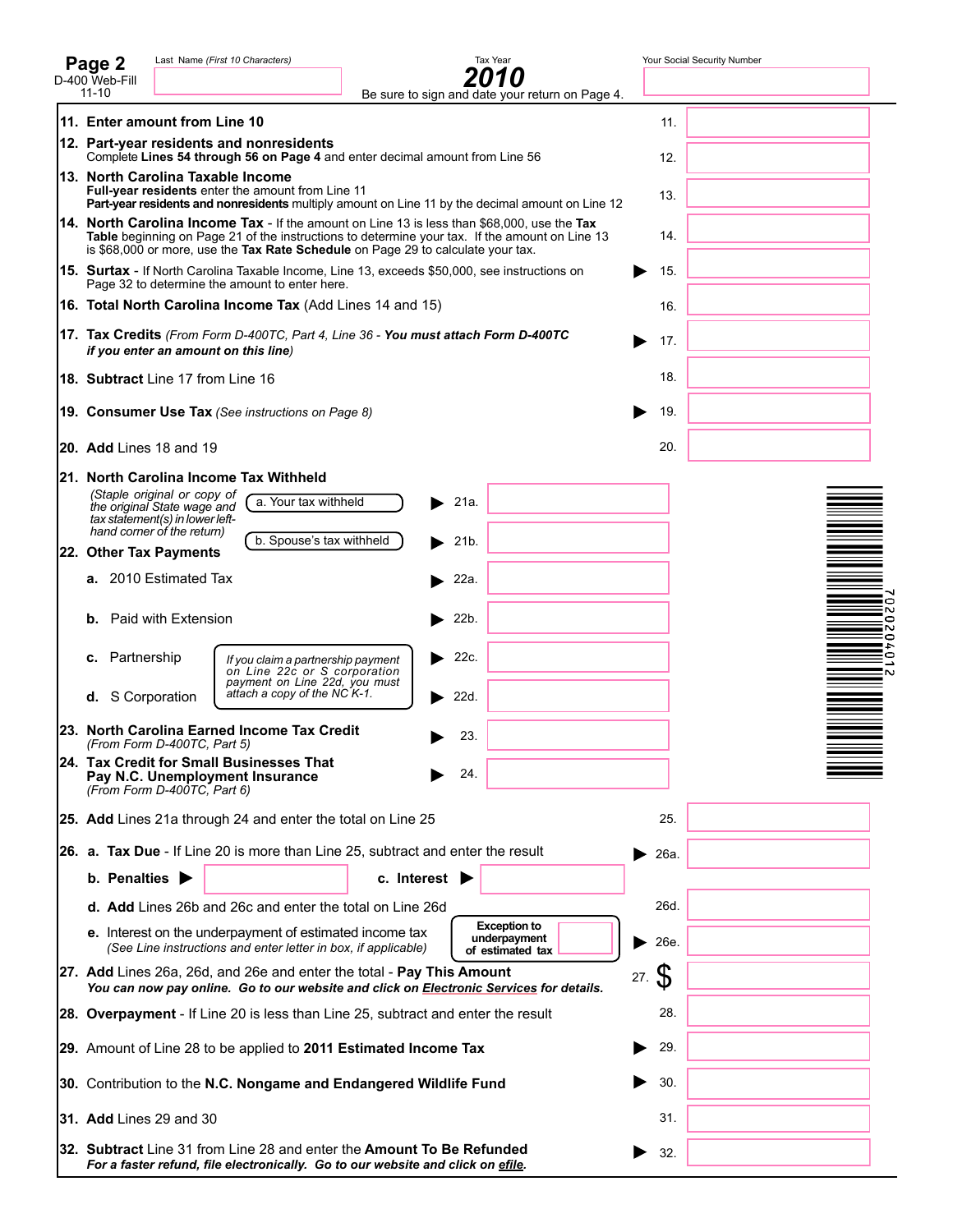**Page 2** D-400 Web-Fill 11-10

Last Name *(First 10 Characters)*

Tax Year **2010**

Be sure to sign and date your return on Page 4.

Your Social Security Number

**11. Enter amount from Line 10** — 11.

**12. Part-year residents and nonresidents**
Complete **Lines 54 through 56 on Page 4** and enter decimal amount from Line 56 — 12.

**13. North Carolina Taxable Income**
**Full-year residents** enter the amount from Line 11
**Part-year residents and nonresidents** multiply amount on Line 11 by the decimal amount on Line 12 — 13.

**14. North Carolina Income Tax** - If the amount on Line 13 is less than $68,000, use the **Tax Table** beginning on Page 21 of the instructions to determine your tax. If the amount on Line 13 is $68,000 or more, use the **Tax Rate Schedule** on Page 29 to calculate your tax. — 14.

**15. Surtax** - If North Carolina Taxable Income, Line 13, exceeds $50,000, see instructions on Page 32 to determine the amount to enter here. — 15.

**16. Total North Carolina Income Tax** (Add Lines 14 and 15) — 16.

**17. Tax Credits** *(From Form D-400TC, Part 4, Line 36 - **You must attach Form D-400TC if you enter an amount on this line**)* — 17.

**18. Subtract** Line 17 from Line 16 — 18.

**19. Consumer Use Tax** *(See instructions on Page 8)* — 19.

**20. Add** Lines 18 and 19 — 20.

**21. North Carolina Income Tax Withheld**
*(Staple original or copy of the original State wage and tax statement(s) in lower left-hand corner of the return)*
a. Your tax withheld — 21a.
b. Spouse's tax withheld — 21b.

**22. Other Tax Payments**
**a.** 2010 Estimated Tax — 22a.
**b.** Paid with Extension — 22b.
**c.** Partnership — 22c.
**d.** S Corporation — 22d.
*If you claim a partnership payment on Line 22c or S corporation payment on Line 22d, you must attach a copy of the NC K-1.*

**23. North Carolina Earned Income Tax Credit** *(From Form D-400TC, Part 5)* — 23.

**24. Tax Credit for Small Businesses That Pay N.C. Unemployment Insurance** *(From Form D-400TC, Part 6)* — 24.

**25. Add** Lines 21a through 24 and enter the total on Line 25 — 25.

**26. a. Tax Due** - If Line 20 is more than Line 25, subtract and enter the result — 26a.
**b. Penalties** **c. Interest**
**d. Add** Lines 26b and 26c and enter the total on Line 26d — 26d.
**e.** Interest on the underpayment of estimated income tax *(See Line instructions and enter letter in box, if applicable)* **Exception to underpayment of estimated tax** — 26e.

**27. Add** Lines 26a, 26d, and 26e and enter the total - **Pay This Amount**
***You can now pay online. Go to our website and click on Electronic Services for details.*** — 27. $

**28. Overpayment** - If Line 20 is less than Line 25, subtract and enter the result — 28.

**29.** Amount of Line 28 to be applied to **2011 Estimated Income Tax** — 29.

**30.** Contribution to the **N.C. Nongame and Endangered Wildlife Fund** — 30.

**31. Add** Lines 29 and 30 — 31.

**32. Subtract** Line 31 from Line 28 and enter the **Amount To Be Refunded**
***For a faster refund, file electronically. Go to our website and click on efile.*** — 32.

702020401 2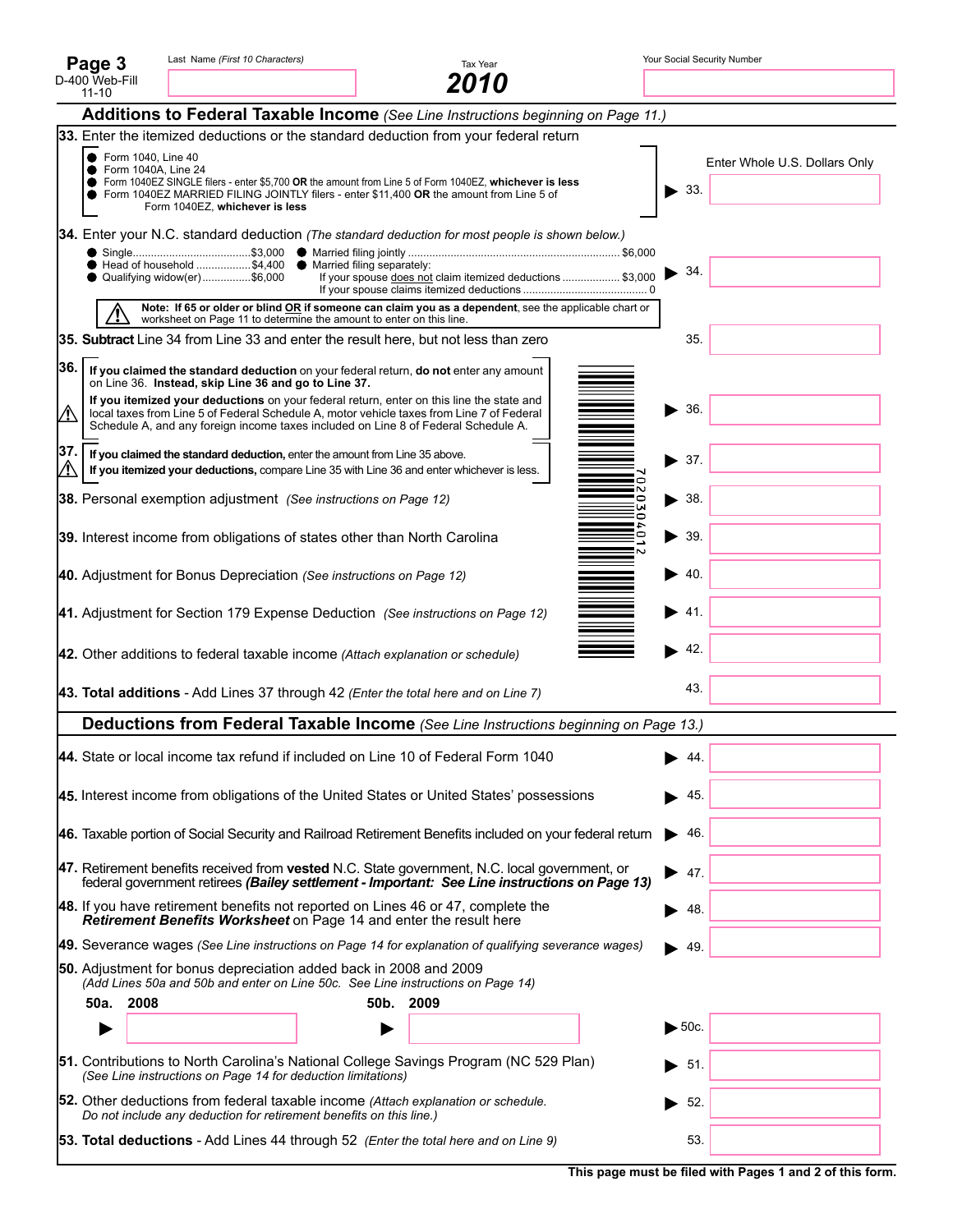Page 3

D-400 Web-Fill 11-10

Last Name *(First 10 Characters)*

Tax Year **2010**

Your Social Security Number

## Additions to Federal Taxable Income *(See Line Instructions beginning on Page 11.)*

**33.** Enter the itemized deductions or the standard deduction from your federal return

- Form 1040, Line 40
- Form 1040A, Line 24
- Form 1040EZ SINGLE filers - enter $5,700 **OR** the amount from Line 5 of Form 1040EZ, **whichever is less**
- Form 1040EZ MARRIED FILING JOINTLY filers - enter $11,400 **OR** the amount from Line 5 of Form 1040EZ, **whichever is less**

Enter Whole U.S. Dollars Only

▶ 33.

**34.** Enter your N.C. standard deduction *(The standard deduction for most people is shown below.)*

- Single....................................$3,000
- Head of household .................$4,400
- Qualifying widow(er)...............$6,000
- Married filing jointly ....................................................................$6,000
- Married filing separately:
  - If your spouse does not claim itemized deductions ..................$3,000
  - If your spouse claims itemized deductions ..........................................0

▶ 34.

**Note: If 65 or older or blind OR if someone can claim you as a dependent**, see the applicable chart or worksheet on Page 11 to determine the amount to enter on this line.

**35. Subtract** Line 34 from Line 33 and enter the result here, but not less than zero — 35.

**36.** **If you claimed the standard deduction** on your federal return, **do not** enter any amount on Line 36. **Instead, skip Line 36 and go to Line 37.**
**If you itemized your deductions** on your federal return, enter on this line the state and local taxes from Line 5 of Federal Schedule A, motor vehicle taxes from Line 7 of Federal Schedule A, and any foreign income taxes included on Line 8 of Federal Schedule A. — ▶ 36.

**37.** **If you claimed the standard deduction,** enter the amount from Line 35 above.
**If you itemized your deductions,** compare Line 35 with Line 36 and enter whichever is less. — ▶ 37.

**38.** Personal exemption adjustment *(See instructions on Page 12)* — ▶ 38.

**39.** Interest income from obligations of states other than North Carolina — ▶ 39.

**40.** Adjustment for Bonus Depreciation *(See instructions on Page 12)* — ▶ 40.

**41.** Adjustment for Section 179 Expense Deduction *(See instructions on Page 12)* — ▶ 41.

**42.** Other additions to federal taxable income *(Attach explanation or schedule)* — ▶ 42.

**43. Total additions** - Add Lines 37 through 42 *(Enter the total here and on Line 7)* — 43.

## Deductions from Federal Taxable Income *(See Line Instructions beginning on Page 13.)*

**44.** State or local income tax refund if included on Line 10 of Federal Form 1040 — ▶ 44.

**45.** Interest income from obligations of the United States or United States' possessions — ▶ 45.

**46.** Taxable portion of Social Security and Railroad Retirement Benefits included on your federal return — ▶ 46.

**47.** Retirement benefits received from **vested** N.C. State government, N.C. local government, or federal government retirees ***(Bailey settlement - Important: See Line instructions on Page 13)*** — ▶ 47.

**48.** If you have retirement benefits not reported on Lines 46 or 47, complete the ***Retirement Benefits Worksheet*** on Page 14 and enter the result here — ▶ 48.

**49.** Severance wages *(See Line instructions on Page 14 for explanation of qualifying severance wages)* — ▶ 49.

**50.** Adjustment for bonus depreciation added back in 2008 and 2009 *(Add Lines 50a and 50b and enter on Line 50c. See Line instructions on Page 14)*

**50a. 2008** ▶ **50b. 2009** ▶ — ▶ 50c.

**51.** Contributions to North Carolina's National College Savings Program (NC 529 Plan) *(See Line instructions on Page 14 for deduction limitations)* — ▶ 51.

**52.** Other deductions from federal taxable income *(Attach explanation or schedule. Do not include any deduction for retirement benefits on this line.)* — ▶ 52.

**53. Total deductions** - Add Lines 44 through 52 *(Enter the total here and on Line 9)* — 53.

**This page must be filed with Pages 1 and 2 of this form.**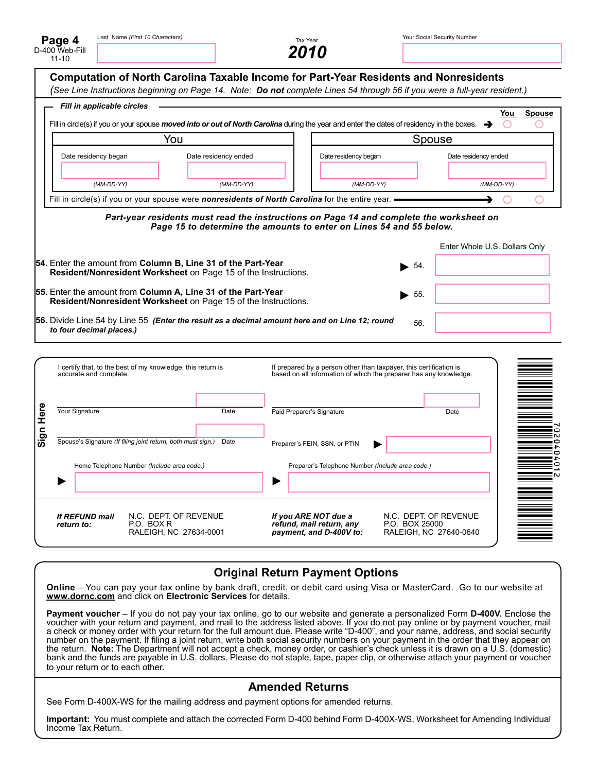Page 4
D-400 Web-Fill
11-10

Last Name *(First 10 Characters)*

Tax Year
**2010**

Your Social Security Number

## Computation of North Carolina Taxable Income for Part-Year Residents and Nonresidents

*(See Line Instructions beginning on Page 14. Note: **Do not** complete Lines 54 through 56 if you were a full-year resident.)*

***Fill in applicable circles***

| | You | Spouse |
|---|---|---|
| Fill in circle(s) if you or your spouse ***moved into or out of North Carolina*** during the year and enter the dates of residency in the boxes. | ○ | ○ |

| You | | Spouse | |
|---|---|---|---|
| Date residency began *(MM-DD-YY)* | Date residency ended *(MM-DD-YY)* | Date residency began *(MM-DD-YY)* | Date residency ended *(MM-DD-YY)* |

| | You | Spouse |
|---|---|---|
| Fill in circle(s) if you or your spouse were ***nonresidents of North Carolina*** for the entire year. | ○ | ○ |

***Part-year residents must read the instructions on Page 14 and complete the worksheet on Page 15 to determine the amounts to enter on Lines 54 and 55 below.***

Enter Whole U.S. Dollars Only

**54.** Enter the amount from **Column B, Line 31 of the Part-Year Resident/Nonresident Worksheet** on Page 15 of the Instructions. ▶ 54.

**55.** Enter the amount from **Column A, Line 31 of the Part-Year Resident/Nonresident Worksheet** on Page 15 of the Instructions. ▶ 55.

**56.** Divide Line 54 by Line 55 ***(Enter the result as a decimal amount here and on Line 12; round to four decimal places.)*** 56.

## Sign Here

I certify that, to the best of my knowledge, this return is accurate and complete.

Your Signature Date

Spouse's Signature *(If filing joint return, both must sign.)* Date

Home Telephone Number *(Include area code.)* ▶

If prepared by a person other than taxpayer, this certification is based on all information of which the preparer has any knowledge.

Paid Preparer's Signature Date

Preparer's FEIN, SSN, or PTIN ▶

Preparer's Telephone Number *(Include area code.)* ▶

***If REFUND mail return to:*** N.C. DEPT. OF REVENUE
P.O. BOX R
RALEIGH, NC 27634-0001

***If you ARE NOT due a refund, mail return, any payment, and D-400V to:*** N.C. DEPT. OF REVENUE
P.O. BOX 25000
RALEIGH, NC 27640-0640

7020404012

## Original Return Payment Options

**Online** – You can pay your tax online by bank draft, credit, or debit card using Visa or MasterCard. Go to our website at **www.dornc.com** and click on **Electronic Services** for details.

**Payment voucher** – If you do not pay your tax online, go to our website and generate a personalized Form **D-400V.** Enclose the voucher with your return and payment, and mail to the address listed above. If you do not pay online or by payment voucher, mail a check or money order with your return for the full amount due. Please write "D-400", and your name, address, and social security number on the payment. If filing a joint return, write both social security numbers on your payment in the order that they appear on the return. **Note:** The Department will not accept a check, money order, or cashier's check unless it is drawn on a U.S. (domestic) bank and the funds are payable in U.S. dollars. Please do not staple, tape, paper clip, or otherwise attach your payment or voucher to your return or to each other.

## Amended Returns

See Form D-400X-WS for the mailing address and payment options for amended returns.

**Important:** You must complete and attach the corrected Form D-400 behind Form D-400X-WS, Worksheet for Amending Individual Income Tax Return.